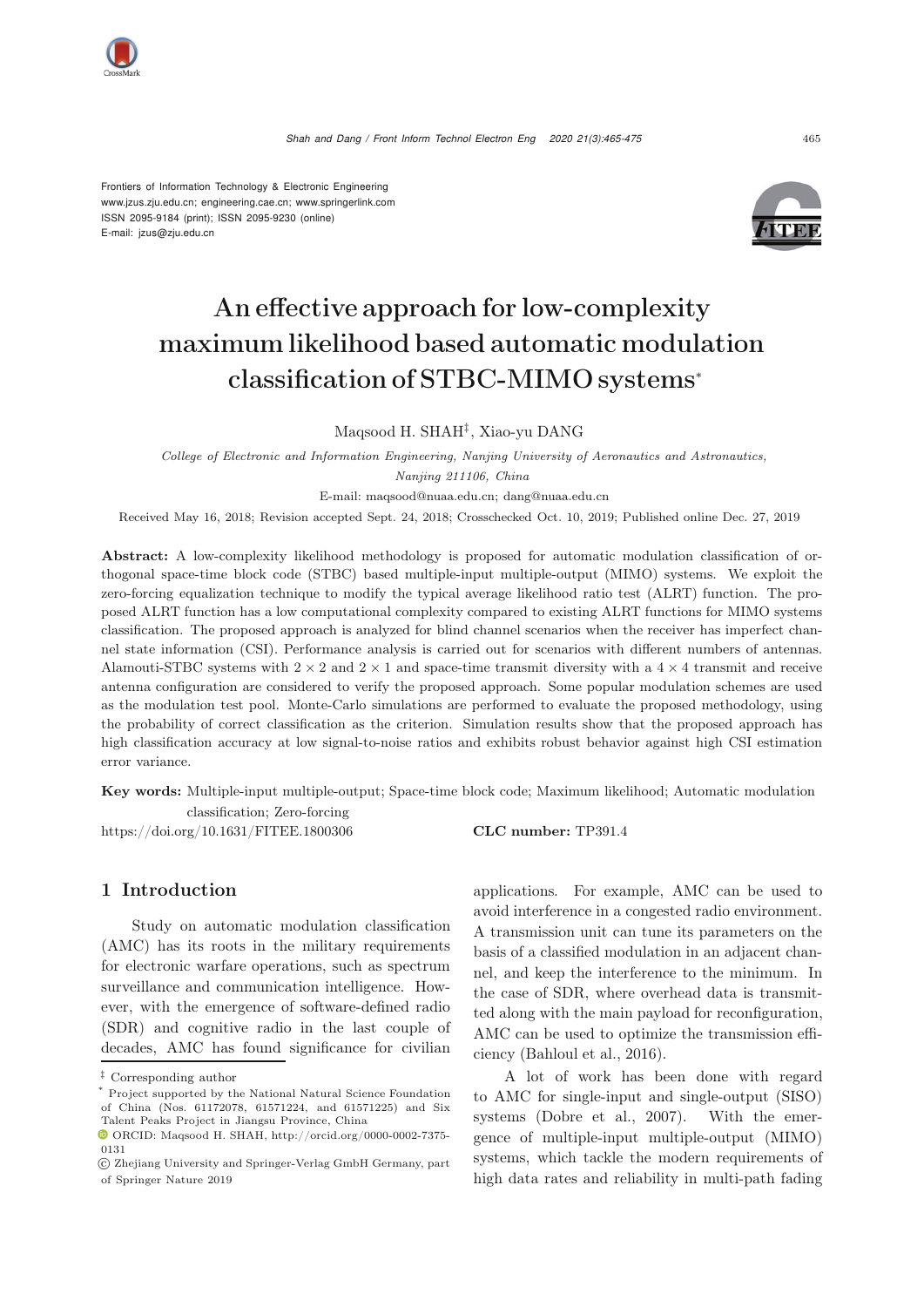Frontiers of Information Technology & Electronic Engineering
www.jzus.zju.edu.cn; engineering.cae.cn; www.springerlink.com
ISSN 2095-9184 (print); ISSN 2095-9230 (online)
E-mail: jzus@zju.edu.cn

# An effective approach for low-complexity maximum likelihood based automatic modulation classification of STBC-MIMO systems*

Maqsood H. SHAH‡, Xiao-yu DANG

*College of Electronic and Information Engineering, Nanjing University of Aeronautics and Astronautics, Nanjing 211106, China*

E-mail: maqsood@nuaa.edu.cn; dang@nuaa.edu.cn

Received May 16, 2018; Revision accepted Sept. 24, 2018; Crosschecked Oct. 10, 2019; Published online Dec. 27, 2019

**Abstract:** A low-complexity likelihood methodology is proposed for automatic modulation classification of orthogonal space-time block code (STBC) based multiple-input multiple-output (MIMO) systems. We exploit the zero-forcing equalization technique to modify the typical average likelihood ratio test (ALRT) function. The proposed ALRT function has a low computational complexity compared to existing ALRT functions for MIMO systems classification. The proposed approach is analyzed for blind channel scenarios when the receiver has imperfect channel state information (CSI). Performance analysis is carried out for scenarios with different numbers of antennas. Alamouti-STBC systems with $2 \times 2$ and $2 \times 1$ and space-time transmit diversity with a $4 \times 4$ transmit and receive antenna configuration are considered to verify the proposed approach. Some popular modulation schemes are used as the modulation test pool. Monte-Carlo simulations are performed to evaluate the proposed methodology, using the probability of correct classification as the criterion. Simulation results show that the proposed approach has high classification accuracy at low signal-to-noise ratios and exhibits robust behavior against high CSI estimation error variance.

**Key words:** Multiple-input multiple-output; Space-time block code; Maximum likelihood; Automatic modulation classification; Zero-forcing

https://doi.org/10.1631/FITEE.1800306 **CLC number:** TP391.4

## 1 Introduction

Study on automatic modulation classification (AMC) has its roots in the military requirements for electronic warfare operations, such as spectrum surveillance and communication intelligence. However, with the emergence of software-defined radio (SDR) and cognitive radio in the last couple of decades, AMC has found significance for civilian applications. For example, AMC can be used to avoid interference in a congested radio environment. A transmission unit can tune its parameters on the basis of a classified modulation in an adjacent channel, and keep the interference to the minimum. In the case of SDR, where overhead data is transmitted along with the main payload for reconfiguration, AMC can be used to optimize the transmission efficiency (Bahloul et al., 2016).

A lot of work has been done with regard to AMC for single-input and single-output (SISO) systems (Dobre et al., 2007). With the emergence of multiple-input multiple-output (MIMO) systems, which tackle the modern requirements of high data rates and reliability in multi-path fading

‡ Corresponding author

* Project supported by the National Natural Science Foundation of China (Nos. 61172078, 61571224, and 61571225) and Six Talent Peaks Project in Jiangsu Province, China

ORCID: Maqsood H. SHAH, http://orcid.org/0000-0002-7375-0131

© Zhejiang University and Springer-Verlag GmbH Germany, part of Springer Nature 2019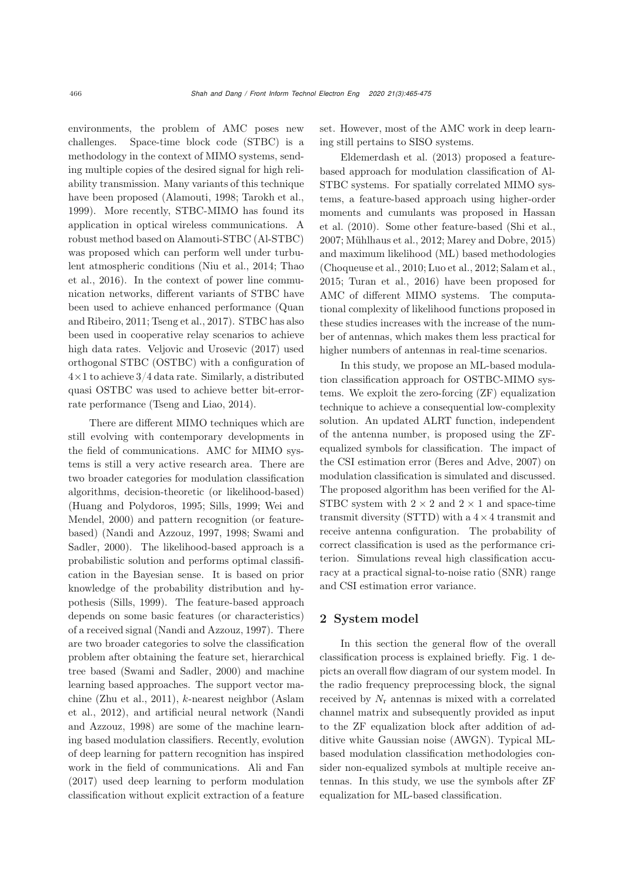environments, the problem of AMC poses new challenges. Space-time block code (STBC) is a methodology in the context of MIMO systems, sending multiple copies of the desired signal for high reliability transmission. Many variants of this technique have been proposed (Alamouti, 1998; Tarokh et al., 1999). More recently, STBC-MIMO has found its application in optical wireless communications. A robust method based on Alamouti-STBC (Al-STBC) was proposed which can perform well under turbulent atmospheric conditions (Niu et al., 2014; Thao et al., 2016). In the context of power line communication networks, different variants of STBC have been used to achieve enhanced performance (Quan and Ribeiro, 2011; Tseng et al., 2017). STBC has also been used in cooperative relay scenarios to achieve high data rates. Veljovic and Urosevic (2017) used orthogonal STBC (OSTBC) with a configuration of $4\times1$ to achieve $3/4$ data rate. Similarly, a distributed quasi OSTBC was used to achieve better bit-error-rate performance (Tseng and Liao, 2014).

There are different MIMO techniques which are still evolving with contemporary developments in the field of communications. AMC for MIMO systems is still a very active research area. There are two broader categories for modulation classification algorithms, decision-theoretic (or likelihood-based) (Huang and Polydoros, 1995; Sills, 1999; Wei and Mendel, 2000) and pattern recognition (or feature-based) (Nandi and Azzouz, 1997, 1998; Swami and Sadler, 2000). The likelihood-based approach is a probabilistic solution and performs optimal classification in the Bayesian sense. It is based on prior knowledge of the probability distribution and hypothesis (Sills, 1999). The feature-based approach depends on some basic features (or characteristics) of a received signal (Nandi and Azzouz, 1997). There are two broader categories to solve the classification problem after obtaining the feature set, hierarchical tree based (Swami and Sadler, 2000) and machine learning based approaches. The support vector machine (Zhu et al., 2011), $k$-nearest neighbor (Aslam et al., 2012), and artificial neural network (Nandi and Azzouz, 1998) are some of the machine learning based modulation classifiers. Recently, evolution of deep learning for pattern recognition has inspired work in the field of communications. Ali and Fan (2017) used deep learning to perform modulation classification without explicit extraction of a feature set. However, most of the AMC work in deep learning still pertains to SISO systems.

Eldemerdash et al. (2013) proposed a feature-based approach for modulation classification of Al-STBC systems. For spatially correlated MIMO systems, a feature-based approach using higher-order moments and cumulants was proposed in Hassan et al. (2010). Some other feature-based (Shi et al., 2007; Mühlhaus et al., 2012; Marey and Dobre, 2015) and maximum likelihood (ML) based methodologies (Choqueuse et al., 2010; Luo et al., 2012; Salam et al., 2015; Turan et al., 2016) have been proposed for AMC of different MIMO systems. The computational complexity of likelihood functions proposed in these studies increases with the increase of the number of antennas, which makes them less practical for higher numbers of antennas in real-time scenarios.

In this study, we propose an ML-based modulation classification approach for OSTBC-MIMO systems. We exploit the zero-forcing (ZF) equalization technique to achieve a consequential low-complexity solution. An updated ALRT function, independent of the antenna number, is proposed using the ZF-equalized symbols for classification. The impact of the CSI estimation error (Beres and Adve, 2007) on modulation classification is simulated and discussed. The proposed algorithm has been verified for the Al-STBC system with $2\times2$ and $2\times1$ and space-time transmit diversity (STTD) with a $4\times4$ transmit and receive antenna configuration. The probability of correct classification is used as the performance criterion. Simulations reveal high classification accuracy at a practical signal-to-noise ratio (SNR) range and CSI estimation error variance.

## 2 System model

In this section the general flow of the overall classification process is explained briefly. Fig. 1 depicts an overall flow diagram of our system model. In the radio frequency preprocessing block, the signal received by $N_\mathrm{r}$ antennas is mixed with a correlated channel matrix and subsequently provided as input to the ZF equalization block after addition of additive white Gaussian noise (AWGN). Typical ML-based modulation classification methodologies consider non-equalized symbols at multiple receive antennas. In this study, we use the symbols after ZF equalization for ML-based classification.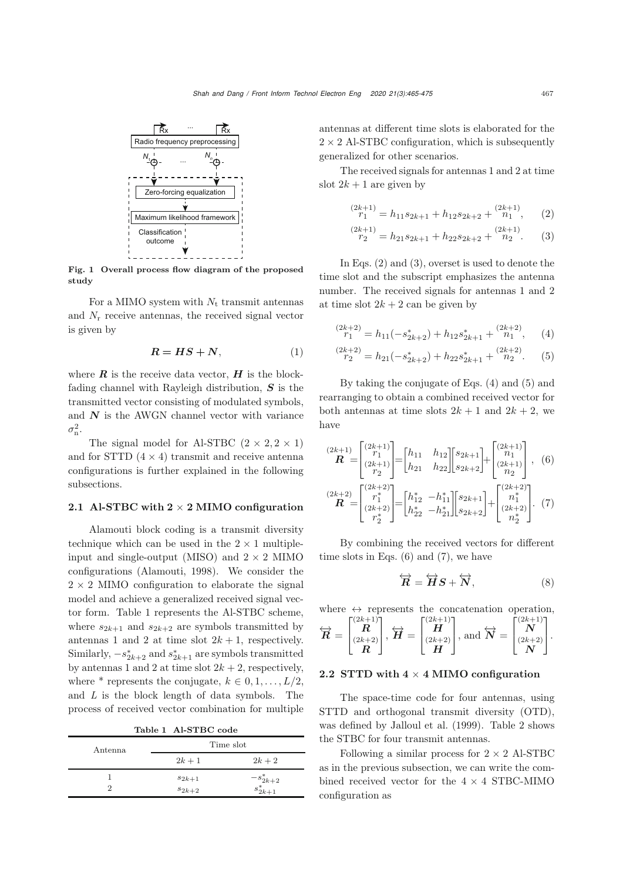Fig. 1 Overall process flow diagram of the proposed study

For a MIMO system with $N_\mathrm{t}$ transmit antennas and $N_\mathrm{r}$ receive antennas, the received signal vector is given by

$$\boldsymbol{R} = \boldsymbol{H}\boldsymbol{S} + \boldsymbol{N}, \tag{1}$$

where $\boldsymbol{R}$ is the receive data vector, $\boldsymbol{H}$ is the block-fading channel with Rayleigh distribution, $\boldsymbol{S}$ is the transmitted vector consisting of modulated symbols, and $\boldsymbol{N}$ is the AWGN channel vector with variance $\sigma_\mathrm{n}^2$.

The signal model for Al-STBC ($2 \times 2, 2 \times 1$) and for STTD ($4 \times 4$) transmit and receive antenna configurations is further explained in the following subsections.

### 2.1 Al-STBC with 2 × 2 MIMO configuration

Alamouti block coding is a transmit diversity technique which can be used in the $2 \times 1$ multiple-input and single-output (MISO) and $2 \times 2$ MIMO configurations (Alamouti, 1998). We consider the $2 \times 2$ MIMO configuration to elaborate the signal model and achieve a generalized received signal vector form. Table 1 represents the Al-STBC scheme, where $s_{2k+1}$ and $s_{2k+2}$ are symbols transmitted by antennas 1 and 2 at time slot $2k+1$, respectively. Similarly, $-s_{2k+2}^*$ and $s_{2k+1}^*$ are symbols transmitted by antennas 1 and 2 at time slot $2k+2$, respectively, where * represents the conjugate, $k \in 0, 1, \ldots, L/2$, and $L$ is the block length of data symbols. The process of received vector combination for multiple antennas at different time slots is elaborated for the $2 \times 2$ Al-STBC configuration, which is subsequently generalized for other scenarios.

Table 1 Al-STBC code

| Antenna | Time slot | |
|---|---|---|
| | $2k+1$ | $2k+2$ |
| 1 | $s_{2k+1}$ | $-s_{2k+2}^*$ |
| 2 | $s_{2k+2}$ | $s_{2k+1}^*$ |

The received signals for antennas 1 and 2 at time slot $2k+1$ are given by

$$\overset{(2k+1)}{r_1} = h_{11}s_{2k+1} + h_{12}s_{2k+2} + \overset{(2k+1)}{n_1}, \tag{2}$$

$$\overset{(2k+1)}{r_2} = h_{21}s_{2k+1} + h_{22}s_{2k+2} + \overset{(2k+1)}{n_2}. \tag{3}$$

In Eqs. (2) and (3), overset is used to denote the time slot and the subscript emphasizes the antenna number. The received signals for antennas 1 and 2 at time slot $2k+2$ can be given by

$$\overset{(2k+2)}{r_1} = h_{11}(-s_{2k+2}^*) + h_{12}s_{2k+1}^* + \overset{(2k+2)}{n_1}, \tag{4}$$

$$\overset{(2k+2)}{r_2} = h_{21}(-s_{2k+2}^*) + h_{22}s_{2k+1}^* + \overset{(2k+2)}{n_2}. \tag{5}$$

By taking the conjugate of Eqs. (4) and (5) and rearranging to obtain a combined received vector for both antennas at time slots $2k+1$ and $2k+2$, we have

$$\overset{(2k+1)}{\boldsymbol{R}} = \begin{bmatrix} \overset{(2k+1)}{r_1} \\ \overset{(2k+1)}{r_2} \end{bmatrix} = \begin{bmatrix} h_{11} & h_{12} \\ h_{21} & h_{22} \end{bmatrix} \begin{bmatrix} s_{2k+1} \\ s_{2k+2} \end{bmatrix} + \begin{bmatrix} \overset{(2k+1)}{n_1} \\ \overset{(2k+1)}{n_2} \end{bmatrix}, \tag{6}$$

$$\overset{(2k+2)}{\boldsymbol{R}} = \begin{bmatrix} \overset{(2k+2)}{r_1^*} \\ \overset{(2k+2)}{r_2^*} \end{bmatrix} = \begin{bmatrix} h_{12}^* & -h_{11}^* \\ h_{22}^* & -h_{21}^* \end{bmatrix} \begin{bmatrix} s_{2k+1} \\ s_{2k+2} \end{bmatrix} + \begin{bmatrix} \overset{(2k+2)}{n_1^*} \\ \overset{(2k+2)}{n_2^*} \end{bmatrix}. \tag{7}$$

By combining the received vectors for different time slots in Eqs. (6) and (7), we have

$$\overleftrightarrow{\boldsymbol{R}} = \overleftrightarrow{\boldsymbol{H}}\boldsymbol{S} + \overleftrightarrow{\boldsymbol{N}}, \tag{8}$$

where $\leftrightarrow$ represents the concatenation operation, $\overleftrightarrow{\boldsymbol{R}} = \begin{bmatrix} \overset{(2k+1)}{\boldsymbol{R}} \\ \overset{(2k+2)}{\boldsymbol{R}} \end{bmatrix}$, $\overleftrightarrow{\boldsymbol{H}} = \begin{bmatrix} \overset{(2k+1)}{\boldsymbol{H}} \\ \overset{(2k+2)}{\boldsymbol{H}} \end{bmatrix}$, and $\overleftrightarrow{\boldsymbol{N}} = \begin{bmatrix} \overset{(2k+1)}{\boldsymbol{N}} \\ \overset{(2k+2)}{\boldsymbol{N}} \end{bmatrix}$.

### 2.2 STTD with 4 × 4 MIMO configuration

The space-time code for four antennas, using STTD and orthogonal transmit diversity (OTD), was defined by Jalloul et al. (1999). Table 2 shows the STBC for four transmit antennas.

Following a similar process for $2 \times 2$ Al-STBC as in the previous subsection, we can write the combined received vector for the $4 \times 4$ STBC-MIMO configuration as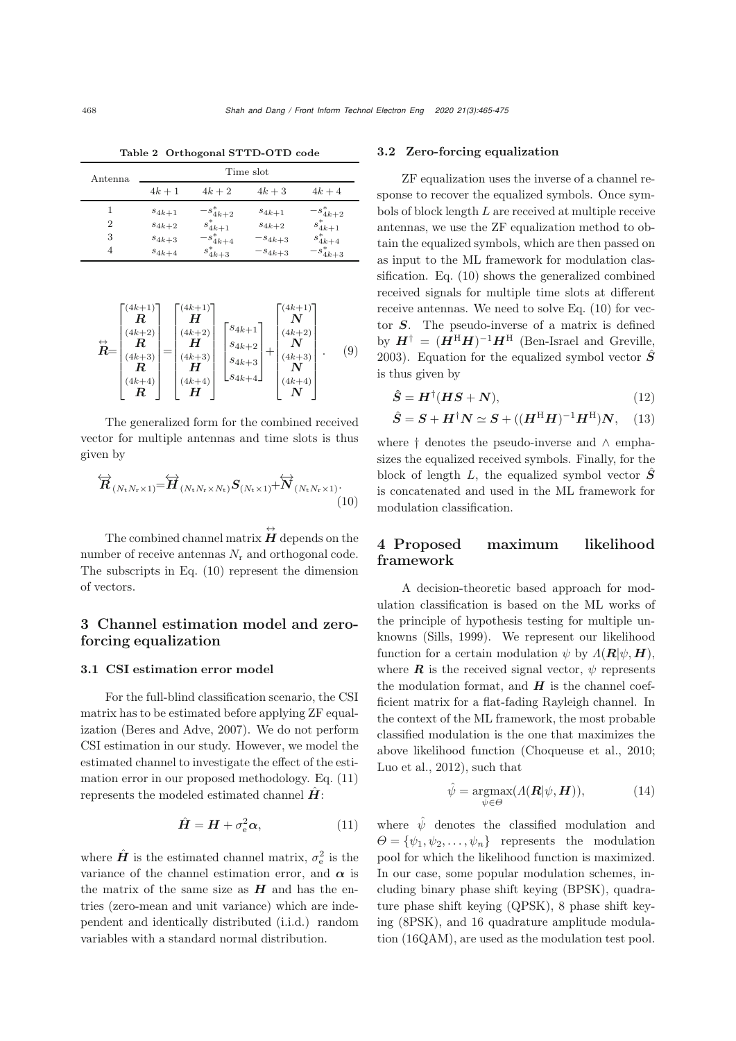**Table 2 Orthogonal STTD-OTD code**

| Antenna | Time slot | | | |
|---|---|---|---|---|
| | $4k+1$ | $4k+2$ | $4k+3$ | $4k+4$ |
| 1 | $s_{4k+1}$ | $-s^*_{4k+2}$ | $s_{4k+1}$ | $-s^*_{4k+2}$ |
| 2 | $s_{4k+2}$ | $s^*_{4k+1}$ | $s_{4k+2}$ | $s^*_{4k+1}$ |
| 3 | $s_{4k+3}$ | $-s^*_{4k+4}$ | $-s_{4k+3}$ | $s^*_{4k+4}$ |
| 4 | $s_{4k+4}$ | $s^*_{4k+3}$ | $-s_{4k+3}$ | $-s^*_{4k+3}$ |

$$\overleftrightarrow{\boldsymbol{R}}=\begin{bmatrix}\overset{(4k+1)}{\boldsymbol{R}}\\ \overset{(4k+2)}{\boldsymbol{R}}\\ \overset{(4k+3)}{\boldsymbol{R}}\\ \overset{(4k+4)}{\boldsymbol{R}}\end{bmatrix}=\begin{bmatrix}\overset{(4k+1)}{\boldsymbol{H}}\\ \overset{(4k+2)}{\boldsymbol{H}}\\ \overset{(4k+3)}{\boldsymbol{H}}\\ \overset{(4k+4)}{\boldsymbol{H}}\end{bmatrix}\begin{bmatrix}s_{4k+1}\\ s_{4k+2}\\ s_{4k+3}\\ s_{4k+4}\end{bmatrix}+\begin{bmatrix}\overset{(4k+1)}{\boldsymbol{N}}\\ \overset{(4k+2)}{\boldsymbol{N}}\\ \overset{(4k+3)}{\boldsymbol{N}}\\ \overset{(4k+4)}{\boldsymbol{N}}\end{bmatrix}. \tag{9}$$

The generalized form for the combined received vector for multiple antennas and time slots is thus given by

$$\overleftrightarrow{\boldsymbol{R}}_{(N_\text{t}N_\text{r}\times 1)}=\overleftrightarrow{\boldsymbol{H}}_{(N_\text{t}N_\text{r}\times N_\text{t})}\boldsymbol{S}_{(N_\text{t}\times 1)}+\overleftrightarrow{\boldsymbol{N}}_{(N_\text{t}N_\text{r}\times 1)}. \tag{10}$$

The combined channel matrix $\overleftrightarrow{\boldsymbol{H}}$ depends on the number of receive antennas $N_\text{r}$ and orthogonal code. The subscripts in Eq. (10) represent the dimension of vectors.

## 3 Channel estimation model and zero-forcing equalization

### 3.1 CSI estimation error model

For the full-blind classification scenario, the CSI matrix has to be estimated before applying ZF equalization (Beres and Adve, 2007). We do not perform CSI estimation in our study. However, we model the estimated channel to investigate the effect of the estimation error in our proposed methodology. Eq. (11) represents the modeled estimated channel $\hat{\boldsymbol{H}}$:

$$\hat{\boldsymbol{H}}=\boldsymbol{H}+\sigma_\text{e}^2\boldsymbol{\alpha}, \tag{11}$$

where $\hat{\boldsymbol{H}}$ is the estimated channel matrix, $\sigma_\text{e}^2$ is the variance of the channel estimation error, and $\boldsymbol{\alpha}$ is the matrix of the same size as $\boldsymbol{H}$ and has the entries (zero-mean and unit variance) which are independent and identically distributed (i.i.d.) random variables with a standard normal distribution.

### 3.2 Zero-forcing equalization

ZF equalization uses the inverse of a channel response to recover the equalized symbols. Once symbols of block length $L$ are received at multiple receive antennas, we use the ZF equalization method to obtain the equalized symbols, which are then passed on as input to the ML framework for modulation classification. Eq. (10) shows the generalized combined received signals for multiple time slots at different receive antennas. We need to solve Eq. (10) for vector $\boldsymbol{S}$. The pseudo-inverse of a matrix is defined by $\boldsymbol{H}^\dagger=(\boldsymbol{H}^\text{H}\boldsymbol{H})^{-1}\boldsymbol{H}^\text{H}$ (Ben-Israel and Greville, 2003). Equation for the equalized symbol vector $\hat{\boldsymbol{S}}$ is thus given by

$$\hat{\boldsymbol{S}}=\boldsymbol{H}^\dagger(\boldsymbol{H}\boldsymbol{S}+\boldsymbol{N}), \tag{12}$$

$$\hat{\boldsymbol{S}}=\boldsymbol{S}+\boldsymbol{H}^\dagger\boldsymbol{N}\simeq\boldsymbol{S}+((\boldsymbol{H}^\text{H}\boldsymbol{H})^{-1}\boldsymbol{H}^\text{H})\boldsymbol{N}, \tag{13}$$

where $\dagger$ denotes the pseudo-inverse and $\wedge$ emphasizes the equalized received symbols. Finally, for the block of length $L$, the equalized symbol vector $\hat{\boldsymbol{S}}$ is concatenated and used in the ML framework for modulation classification.

## 4 Proposed maximum likelihood framework

A decision-theoretic based approach for modulation classification is based on the ML works of the principle of hypothesis testing for multiple unknowns (Sills, 1999). We represent our likelihood function for a certain modulation $\psi$ by $\Lambda(\boldsymbol{R}|\psi,\boldsymbol{H})$, where $\boldsymbol{R}$ is the received signal vector, $\psi$ represents the modulation format, and $\boldsymbol{H}$ is the channel coefficient matrix for a flat-fading Rayleigh channel. In the context of the ML framework, the most probable classified modulation is the one that maximizes the above likelihood function (Choqueuse et al., 2010; Luo et al., 2012), such that

$$\hat{\psi}=\underset{\psi\in\Theta}{\operatorname{argmax}}(\Lambda(\boldsymbol{R}|\psi,\boldsymbol{H})), \tag{14}$$

where $\hat{\psi}$ denotes the classified modulation and $\Theta=\{\psi_1,\psi_2,\ldots,\psi_n\}$ represents the modulation pool for which the likelihood function is maximized. In our case, some popular modulation schemes, including binary phase shift keying (BPSK), quadrature phase shift keying (QPSK), 8 phase shift keying (8PSK), and 16 quadrature amplitude modulation (16QAM), are used as the modulation test pool.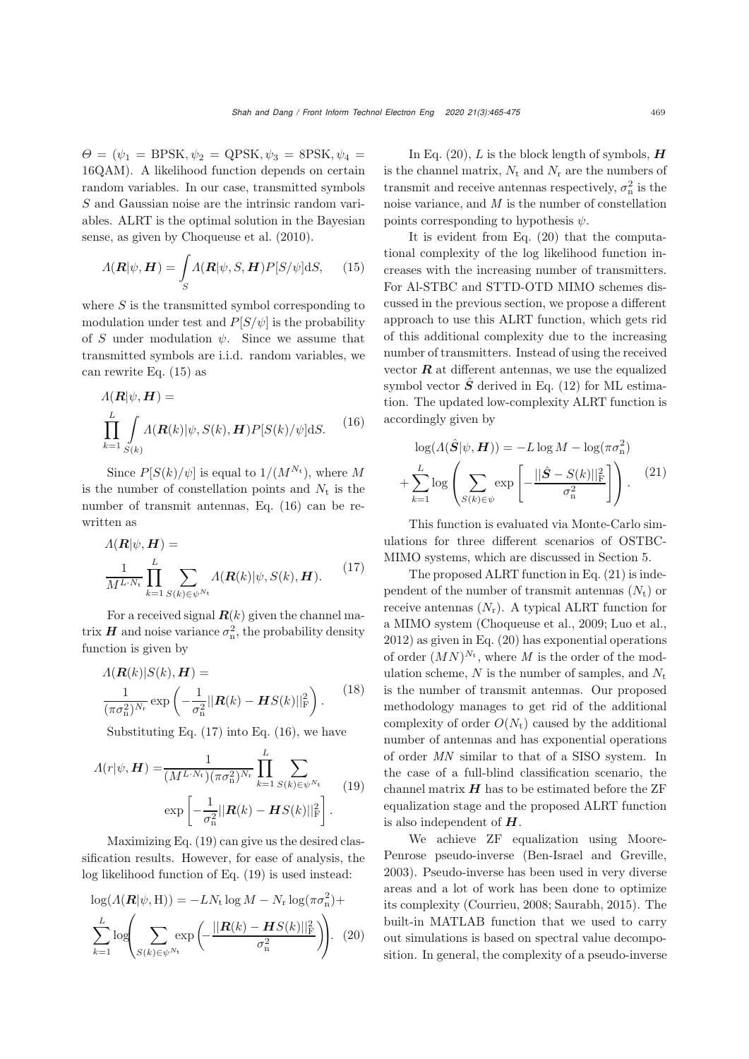$\Theta = (\psi_1 = \text{BPSK}, \psi_2 = \text{QPSK}, \psi_3 = \text{8PSK}, \psi_4 = \text{16QAM})$. A likelihood function depends on certain random variables. In our case, transmitted symbols $S$ and Gaussian noise are the intrinsic random variables. ALRT is the optimal solution in the Bayesian sense, as given by Choqueuse et al. (2010).

$$\Lambda(\boldsymbol{R}|\psi, \boldsymbol{H}) = \int_S \Lambda(\boldsymbol{R}|\psi, S, \boldsymbol{H}) P[S/\psi] \mathrm{d}S, \quad (15)$$

where $S$ is the transmitted symbol corresponding to modulation under test and $P[S/\psi]$ is the probability of $S$ under modulation $\psi$. Since we assume that transmitted symbols are i.i.d. random variables, we can rewrite Eq. (15) as

$$\Lambda(\boldsymbol{R}|\psi, \boldsymbol{H}) = \prod_{k=1}^{L} \int_{S(k)} \Lambda(\boldsymbol{R}(k)|\psi, S(k), \boldsymbol{H}) P[S(k)/\psi] \mathrm{d}S. \quad (16)$$

Since $P[S(k)/\psi]$ is equal to $1/(M^{N_\mathrm{t}})$, where $M$ is the number of constellation points and $N_\mathrm{t}$ is the number of transmit antennas, Eq. (16) can be rewritten as

$$\Lambda(\boldsymbol{R}|\psi, \boldsymbol{H}) = \frac{1}{M^{L \cdot N_\mathrm{t}}} \prod_{k=1}^{L} \sum_{S(k) \in \psi^{N_\mathrm{t}}} \Lambda(\boldsymbol{R}(k)|\psi, S(k), \boldsymbol{H}). \quad (17)$$

For a received signal $\boldsymbol{R}(k)$ given the channel matrix $\boldsymbol{H}$ and noise variance $\sigma_\mathrm{n}^2$, the probability density function is given by

$$\Lambda(\boldsymbol{R}(k)|S(k), \boldsymbol{H}) = \frac{1}{(\pi\sigma_\mathrm{n}^2)^{N_\mathrm{r}}} \exp\left(-\frac{1}{\sigma_\mathrm{n}^2}||\boldsymbol{R}(k) - \boldsymbol{H}S(k)||_\mathrm{F}^2\right). \quad (18)$$

Substituting Eq. (17) into Eq. (16), we have

$$\Lambda(r|\psi, \boldsymbol{H}) = \frac{1}{(M^{L \cdot N_\mathrm{t}})(\pi\sigma_\mathrm{n}^2)^{N_\mathrm{r}}} \prod_{k=1}^{L} \sum_{S(k) \in \psi^{N_\mathrm{t}}} \exp\left[-\frac{1}{\sigma_\mathrm{n}^2}||\boldsymbol{R}(k) - \boldsymbol{H}S(k)||_\mathrm{F}^2\right]. \quad (19)$$

Maximizing Eq. (19) can give us the desired classification results. However, for ease of analysis, the log likelihood function of Eq. (19) is used instead:

$$\log(\Lambda(\boldsymbol{R}|\psi, \mathrm{H})) = -LN_\mathrm{t} \log M - N_\mathrm{r} \log(\pi\sigma_\mathrm{n}^2) + \sum_{k=1}^{L} \log\left(\sum_{S(k) \in \psi^{N_\mathrm{t}}} \exp\left(-\frac{||\boldsymbol{R}(k) - \boldsymbol{H}S(k)||_\mathrm{F}^2}{\sigma_\mathrm{n}^2}\right)\right). \quad (20)$$

In Eq. (20), $L$ is the block length of symbols, $\boldsymbol{H}$ is the channel matrix, $N_\mathrm{t}$ and $N_\mathrm{r}$ are the numbers of transmit and receive antennas respectively, $\sigma_\mathrm{n}^2$ is the noise variance, and $M$ is the number of constellation points corresponding to hypothesis $\psi$.

It is evident from Eq. (20) that the computational complexity of the log likelihood function increases with the increasing number of transmitters. For Al-STBC and STTD-OTD MIMO schemes discussed in the previous section, we propose a different approach to use this ALRT function, which gets rid of this additional complexity due to the increasing number of transmitters. Instead of using the received vector $\boldsymbol{R}$ at different antennas, we use the equalized symbol vector $\hat{\boldsymbol{S}}$ derived in Eq. (12) for ML estimation. The updated low-complexity ALRT function is accordingly given by

$$\log(\Lambda(\hat{\boldsymbol{S}}|\psi, \boldsymbol{H})) = -L \log M - \log(\pi\sigma_\mathrm{n}^2) + \sum_{k=1}^{L} \log\left(\sum_{S(k) \in \psi} \exp\left[-\frac{||\hat{\boldsymbol{S}} - S(k)||_\mathrm{F}^2}{\sigma_\mathrm{n}^2}\right]\right). \quad (21)$$

This function is evaluated via Monte-Carlo simulations for three different scenarios of OSTBC-MIMO systems, which are discussed in Section 5.

The proposed ALRT function in Eq. (21) is independent of the number of transmit antennas ($N_\mathrm{t}$) or receive antennas ($N_\mathrm{r}$). A typical ALRT function for a MIMO system (Choqueuse et al., 2009; Luo et al., 2012) as given in Eq. (20) has exponential operations of order $(MN)^{N_\mathrm{t}}$, where $M$ is the order of the modulation scheme, $N$ is the number of samples, and $N_\mathrm{t}$ is the number of transmit antennas. Our proposed methodology manages to get rid of the additional complexity of order $O(N_\mathrm{t})$ caused by the additional number of antennas and has exponential operations of order $MN$ similar to that of a SISO system. In the case of a full-blind classification scenario, the channel matrix $\boldsymbol{H}$ has to be estimated before the ZF equalization stage and the proposed ALRT function is also independent of $\boldsymbol{H}$.

We achieve ZF equalization using Moore-Penrose pseudo-inverse (Ben-Israel and Greville, 2003). Pseudo-inverse has been used in very diverse areas and a lot of work has been done to optimize its complexity (Courrieu, 2008; Saurabh, 2015). The built-in MATLAB function that we used to carry out simulations is based on spectral value decomposition. In general, the complexity of a pseudo-inverse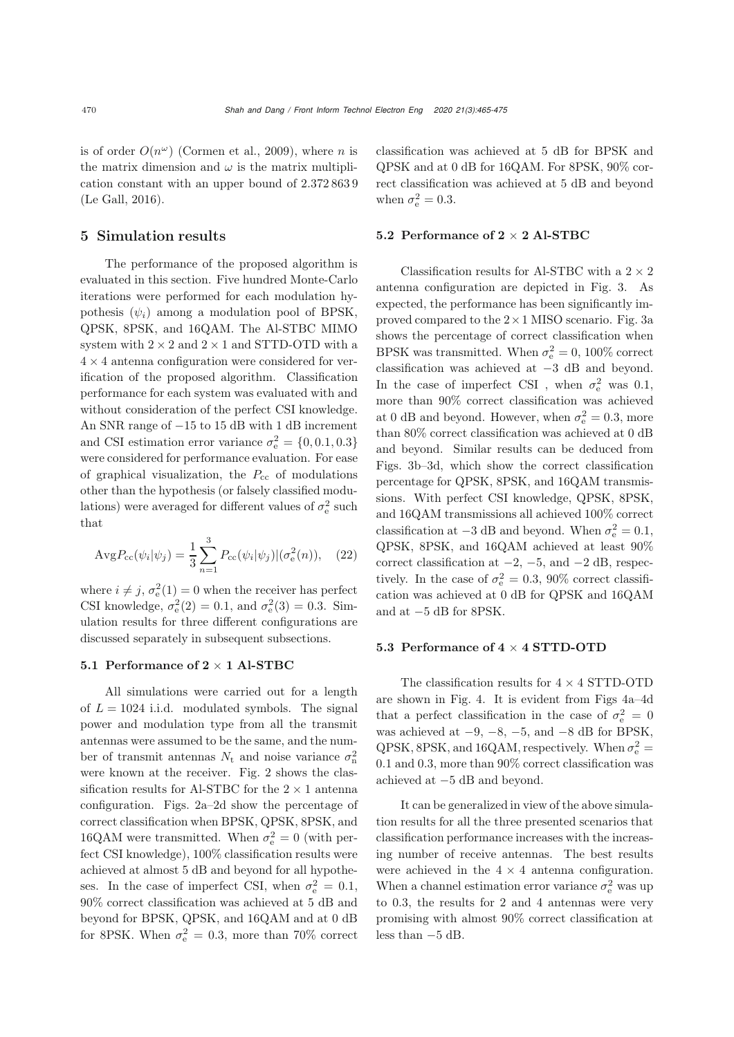is of order $O(n^{\omega})$ (Cormen et al., 2009), where $n$ is the matrix dimension and $\omega$ is the matrix multiplication constant with an upper bound of 2.372 863 9 (Le Gall, 2016).

## 5 Simulation results

The performance of the proposed algorithm is evaluated in this section. Five hundred Monte-Carlo iterations were performed for each modulation hypothesis ($\psi_i$) among a modulation pool of BPSK, QPSK, 8PSK, and 16QAM. The Al-STBC MIMO system with $2 \times 2$ and $2 \times 1$ and STTD-OTD with a $4 \times 4$ antenna configuration were considered for verification of the proposed algorithm. Classification performance for each system was evaluated with and without consideration of the perfect CSI knowledge. An SNR range of −15 to 15 dB with 1 dB increment and CSI estimation error variance $\sigma_{\rm e}^2 = \{0, 0.1, 0.3\}$ were considered for performance evaluation. For ease of graphical visualization, the $P_{\rm cc}$ of modulations other than the hypothesis (or falsely classified modulations) were averaged for different values of $\sigma_{\rm e}^2$ such that

$$\text{Avg}P_{\rm cc}(\psi_i|\psi_j) = \frac{1}{3}\sum_{n=1}^{3} P_{\rm cc}(\psi_i|\psi_j)|(\sigma_{\rm e}^2(n)), \quad (22)$$

where $i \neq j$, $\sigma_{\rm e}^2(1) = 0$ when the receiver has perfect CSI knowledge, $\sigma_{\rm e}^2(2) = 0.1$, and $\sigma_{\rm e}^2(3) = 0.3$. Simulation results for three different configurations are discussed separately in subsequent subsections.

### 5.1 Performance of $2 \times 1$ Al-STBC

All simulations were carried out for a length of $L = 1024$ i.i.d. modulated symbols. The signal power and modulation type from all the transmit antennas were assumed to be the same, and the number of transmit antennas $N_{\rm t}$ and noise variance $\sigma_{\rm n}^2$ were known at the receiver. Fig. 2 shows the classification results for Al-STBC for the $2 \times 1$ antenna configuration. Figs. 2a–2d show the percentage of correct classification when BPSK, QPSK, 8PSK, and 16QAM were transmitted. When $\sigma_{\rm e}^2 = 0$ (with perfect CSI knowledge), 100% classification results were achieved at almost 5 dB and beyond for all hypotheses. In the case of imperfect CSI, when $\sigma_{\rm e}^2 = 0.1$, 90% correct classification was achieved at 5 dB and beyond for BPSK, QPSK, and 16QAM and at 0 dB for 8PSK. When $\sigma_{\rm e}^2 = 0.3$, more than 70% correct classification was achieved at 5 dB for BPSK and QPSK and at 0 dB for 16QAM. For 8PSK, 90% correct classification was achieved at 5 dB and beyond when $\sigma_{\rm e}^2 = 0.3$.

### 5.2 Performance of $2 \times 2$ Al-STBC

Classification results for Al-STBC with a $2 \times 2$ antenna configuration are depicted in Fig. 3. As expected, the performance has been significantly improved compared to the $2 \times 1$ MISO scenario. Fig. 3a shows the percentage of correct classification when BPSK was transmitted. When $\sigma_{\rm e}^2 = 0$, 100% correct classification was achieved at −3 dB and beyond. In the case of imperfect CSI , when $\sigma_{\rm e}^2$ was 0.1, more than 90% correct classification was achieved at 0 dB and beyond. However, when $\sigma_{\rm e}^2 = 0.3$, more than 80% correct classification was achieved at 0 dB and beyond. Similar results can be deduced from Figs. 3b–3d, which show the correct classification percentage for QPSK, 8PSK, and 16QAM transmissions. With perfect CSI knowledge, QPSK, 8PSK, and 16QAM transmissions all achieved 100% correct classification at −3 dB and beyond. When $\sigma_{\rm e}^2 = 0.1$, QPSK, 8PSK, and 16QAM achieved at least 90% correct classification at −2, −5, and −2 dB, respectively. In the case of $\sigma_{\rm e}^2 = 0.3$, 90% correct classification was achieved at 0 dB for QPSK and 16QAM and at −5 dB for 8PSK.

### 5.3 Performance of $4 \times 4$ STTD-OTD

The classification results for $4 \times 4$ STTD-OTD are shown in Fig. 4. It is evident from Figs 4a–4d that a perfect classification in the case of $\sigma_{\rm e}^2 = 0$ was achieved at −9, −8, −5, and −8 dB for BPSK, QPSK, 8PSK, and 16QAM, respectively. When $\sigma_{\rm e}^2 =$ 0.1 and 0.3, more than 90% correct classification was achieved at −5 dB and beyond.

It can be generalized in view of the above simulation results for all the three presented scenarios that classification performance increases with the increasing number of receive antennas. The best results were achieved in the $4 \times 4$ antenna configuration. When a channel estimation error variance $\sigma_{\rm e}^2$ was up to 0.3, the results for 2 and 4 antennas were very promising with almost 90% correct classification at less than −5 dB.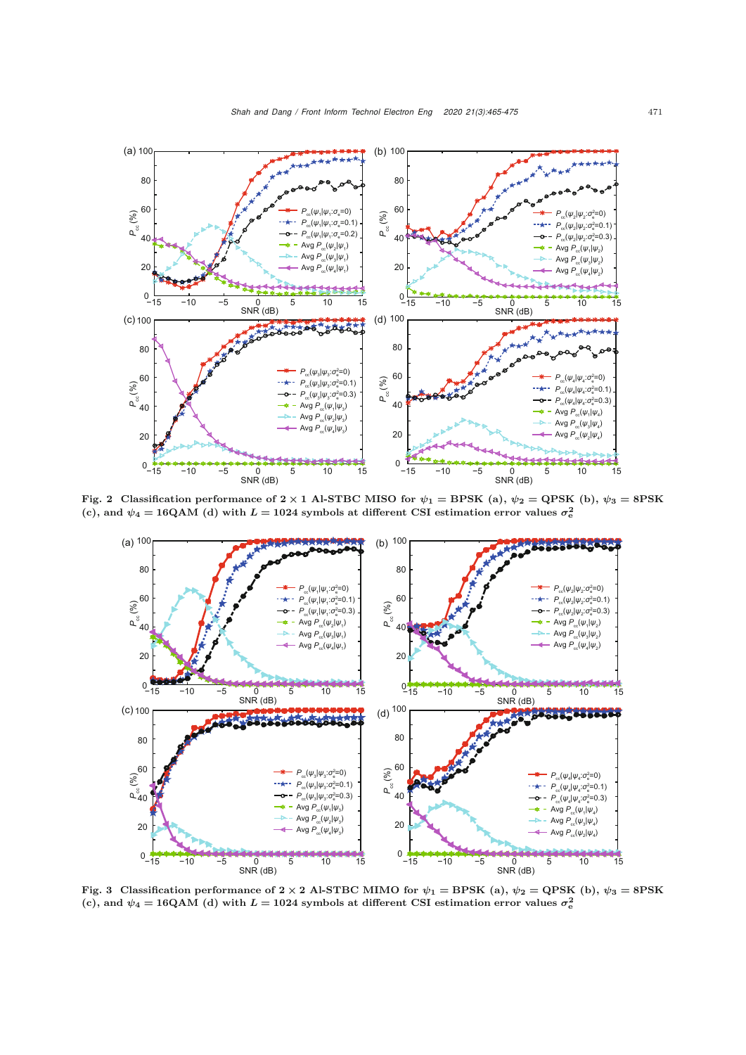Fig. 2 Classification performance of $2 \times 1$ AI-STBC MISO for $\psi_1$ = BPSK (a), $\psi_2$ = QPSK (b), $\psi_3$ = 8PSK (c), and $\psi_4$ = 16QAM (d) with $L = 1024$ symbols at different CSI estimation error values $\sigma_e^2$

Fig. 3 Classification performance of $2 \times 2$ AI-STBC MIMO for $\psi_1$ = BPSK (a), $\psi_2$ = QPSK (b), $\psi_3$ = 8PSK (c), and $\psi_4$ = 16QAM (d) with $L = 1024$ symbols at different CSI estimation error values $\sigma_e^2$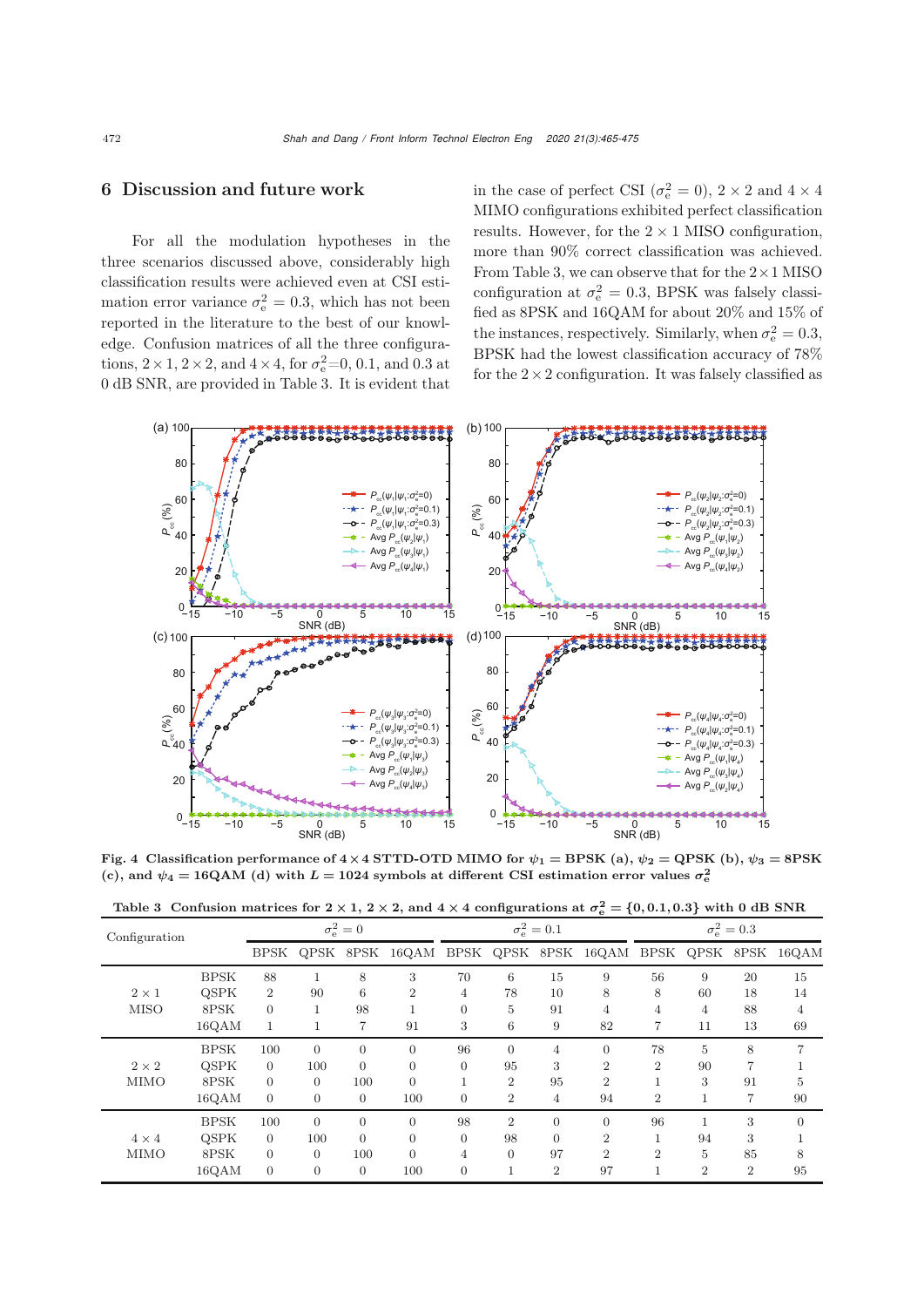## 6 Discussion and future work

For all the modulation hypotheses in the three scenarios discussed above, considerably high classification results were achieved even at CSI estimation error variance $\sigma_e^2 = 0.3$, which has not been reported in the literature to the best of our knowledge. Confusion matrices of all the three configurations, $2\times1$, $2\times2$, and $4\times4$, for $\sigma_e^2$=0, 0.1, and 0.3 at 0 dB SNR, are provided in Table 3. It is evident that in the case of perfect CSI ($\sigma_e^2 = 0$), $2\times2$ and $4\times4$ MIMO configurations exhibited perfect classification results. However, for the $2\times1$ MISO configuration, more than 90% correct classification was achieved. From Table 3, we can observe that for the $2\times1$ MISO configuration at $\sigma_e^2 = 0.3$, BPSK was falsely classified as 8PSK and 16QAM for about 20% and 15% of the instances, respectively. Similarly, when $\sigma_e^2 = 0.3$, BPSK had the lowest classification accuracy of 78% for the $2\times2$ configuration. It was falsely classified as

Fig. 4 Classification performance of $4\times4$ STTD-OTD MIMO for $\psi_1$ = BPSK (a), $\psi_2$ = QPSK (b), $\psi_3$ = 8PSK (c), and $\psi_4$ = 16QAM (d) with $L$ = 1024 symbols at different CSI estimation error values $\sigma_e^2$

Table 3 Confusion matrices for $2\times1$, $2\times2$, and $4\times4$ configurations at $\sigma_e^2 = \{0, 0.1, 0.3\}$ with 0 dB SNR

| Configuration | | $\sigma_e^2=0$ | | | | $\sigma_e^2=0.1$ | | | | $\sigma_e^2=0.3$ | | | |
|---|---|---|---|---|---|---|---|---|---|---|---|---|---|
| | | BPSK | QPSK | 8PSK | 16QAM | BPSK | QPSK | 8PSK | 16QAM | BPSK | QPSK | 8PSK | 16QAM |
| $2\times1$ MISO | BPSK | 88 | 1 | 8 | 3 | 70 | 6 | 15 | 9 | 56 | 9 | 20 | 15 |
| | QSPK | 2 | 90 | 6 | 2 | 4 | 78 | 10 | 8 | 8 | 60 | 18 | 14 |
| | 8PSK | 0 | 1 | 98 | 1 | 0 | 5 | 91 | 4 | 4 | 4 | 88 | 4 |
| | 16QAM | 1 | 1 | 7 | 91 | 3 | 6 | 9 | 82 | 7 | 11 | 13 | 69 |
| $2\times2$ MIMO | BPSK | 100 | 0 | 0 | 0 | 96 | 0 | 4 | 0 | 78 | 5 | 8 | 7 |
| | QSPK | 0 | 100 | 0 | 0 | 0 | 95 | 3 | 2 | 2 | 90 | 7 | 1 |
| | 8PSK | 0 | 0 | 100 | 0 | 1 | 2 | 95 | 2 | 1 | 3 | 91 | 5 |
| | 16QAM | 0 | 0 | 0 | 100 | 0 | 2 | 4 | 94 | 2 | 1 | 7 | 90 |
| $4\times4$ MIMO | BPSK | 100 | 0 | 0 | 0 | 98 | 2 | 0 | 0 | 96 | 1 | 3 | 0 |
| | QSPK | 0 | 100 | 0 | 0 | 0 | 98 | 0 | 2 | 1 | 94 | 3 | 1 |
| | 8PSK | 0 | 0 | 100 | 0 | 4 | 0 | 97 | 2 | 2 | 5 | 85 | 8 |
| | 16QAM | 0 | 0 | 0 | 100 | 0 | 1 | 2 | 97 | 1 | 2 | 2 | 95 |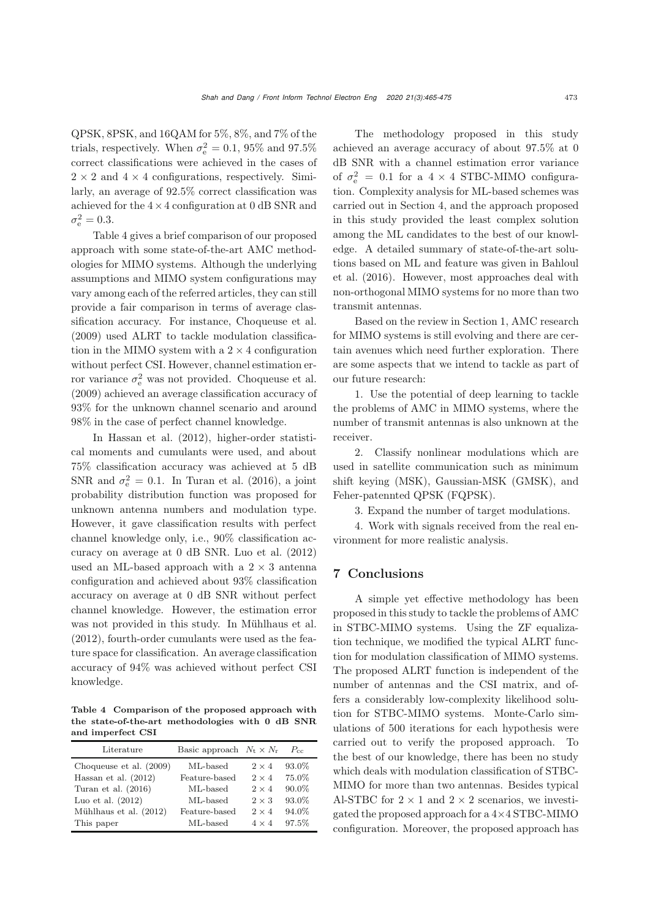QPSK, 8PSK, and 16QAM for 5%, 8%, and 7% of the trials, respectively. When $\sigma_e^2 = 0.1$, 95% and 97.5% correct classifications were achieved in the cases of $2 \times 2$ and $4 \times 4$ configurations, respectively. Similarly, an average of 92.5% correct classification was achieved for the $4 \times 4$ configuration at 0 dB SNR and $\sigma_e^2 = 0.3$.

Table 4 gives a brief comparison of our proposed approach with some state-of-the-art AMC methodologies for MIMO systems. Although the underlying assumptions and MIMO system configurations may vary among each of the referred articles, they can still provide a fair comparison in terms of average classification accuracy. For instance, Choqueuse et al. (2009) used ALRT to tackle modulation classification in the MIMO system with a $2 \times 4$ configuration without perfect CSI. However, channel estimation error variance $\sigma_e^2$ was not provided. Choqueuse et al. (2009) achieved an average classification accuracy of 93% for the unknown channel scenario and around 98% in the case of perfect channel knowledge.

In Hassan et al. (2012), higher-order statistical moments and cumulants were used, and about 75% classification accuracy was achieved at 5 dB SNR and $\sigma_e^2 = 0.1$. In Turan et al. (2016), a joint probability distribution function was proposed for unknown antenna numbers and modulation type. However, it gave classification results with perfect channel knowledge only, i.e., 90% classification accuracy on average at 0 dB SNR. Luo et al. (2012) used an ML-based approach with a $2 \times 3$ antenna configuration and achieved about 93% classification accuracy on average at 0 dB SNR without perfect channel knowledge. However, the estimation error was not provided in this study. In Mühlhaus et al. (2012), fourth-order cumulants were used as the feature space for classification. An average classification accuracy of 94% was achieved without perfect CSI knowledge.

**Table 4 Comparison of the proposed approach with the state-of-the-art methodologies with 0 dB SNR and imperfect CSI**

| Literature | Basic approach | $N_t \times N_r$ | $P_{cc}$ |
|---|---|---|---|
| Choqueuse et al. (2009) | ML-based | $2 \times 4$ | 93.0% |
| Hassan et al. (2012) | Feature-based | $2 \times 4$ | 75.0% |
| Turan et al. (2016) | ML-based | $2 \times 4$ | 90.0% |
| Luo et al. (2012) | ML-based | $2 \times 3$ | 93.0% |
| Mühlhaus et al. (2012) | Feature-based | $2 \times 4$ | 94.0% |
| This paper | ML-based | $4 \times 4$ | 97.5% |

The methodology proposed in this study achieved an average accuracy of about 97.5% at 0 dB SNR with a channel estimation error variance of $\sigma_e^2 = 0.1$ for a $4 \times 4$ STBC-MIMO configuration. Complexity analysis for ML-based schemes was carried out in Section 4, and the approach proposed in this study provided the least complex solution among the ML candidates to the best of our knowledge. A detailed summary of state-of-the-art solutions based on ML and feature was given in Bahloul et al. (2016). However, most approaches deal with non-orthogonal MIMO systems for no more than two transmit antennas.

Based on the review in Section 1, AMC research for MIMO systems is still evolving and there are certain avenues which need further exploration. There are some aspects that we intend to tackle as part of our future research:

1. Use the potential of deep learning to tackle the problems of AMC in MIMO systems, where the number of transmit antennas is also unknown at the receiver.

2. Classify nonlinear modulations which are used in satellite communication such as minimum shift keying (MSK), Gaussian-MSK (GMSK), and Feher-patennted QPSK (FQPSK).

3. Expand the number of target modulations.

4. Work with signals received from the real environment for more realistic analysis.

## 7 Conclusions

A simple yet effective methodology has been proposed in this study to tackle the problems of AMC in STBC-MIMO systems. Using the ZF equalization technique, we modified the typical ALRT function for modulation classification of MIMO systems. The proposed ALRT function is independent of the number of antennas and the CSI matrix, and offers a considerably low-complexity likelihood solution for STBC-MIMO systems. Monte-Carlo simulations of 500 iterations for each hypothesis were carried out to verify the proposed approach. To the best of our knowledge, there has been no study which deals with modulation classification of STBC-MIMO for more than two antennas. Besides typical Al-STBC for $2 \times 1$ and $2 \times 2$ scenarios, we investigated the proposed approach for a $4 \times 4$ STBC-MIMO configuration. Moreover, the proposed approach has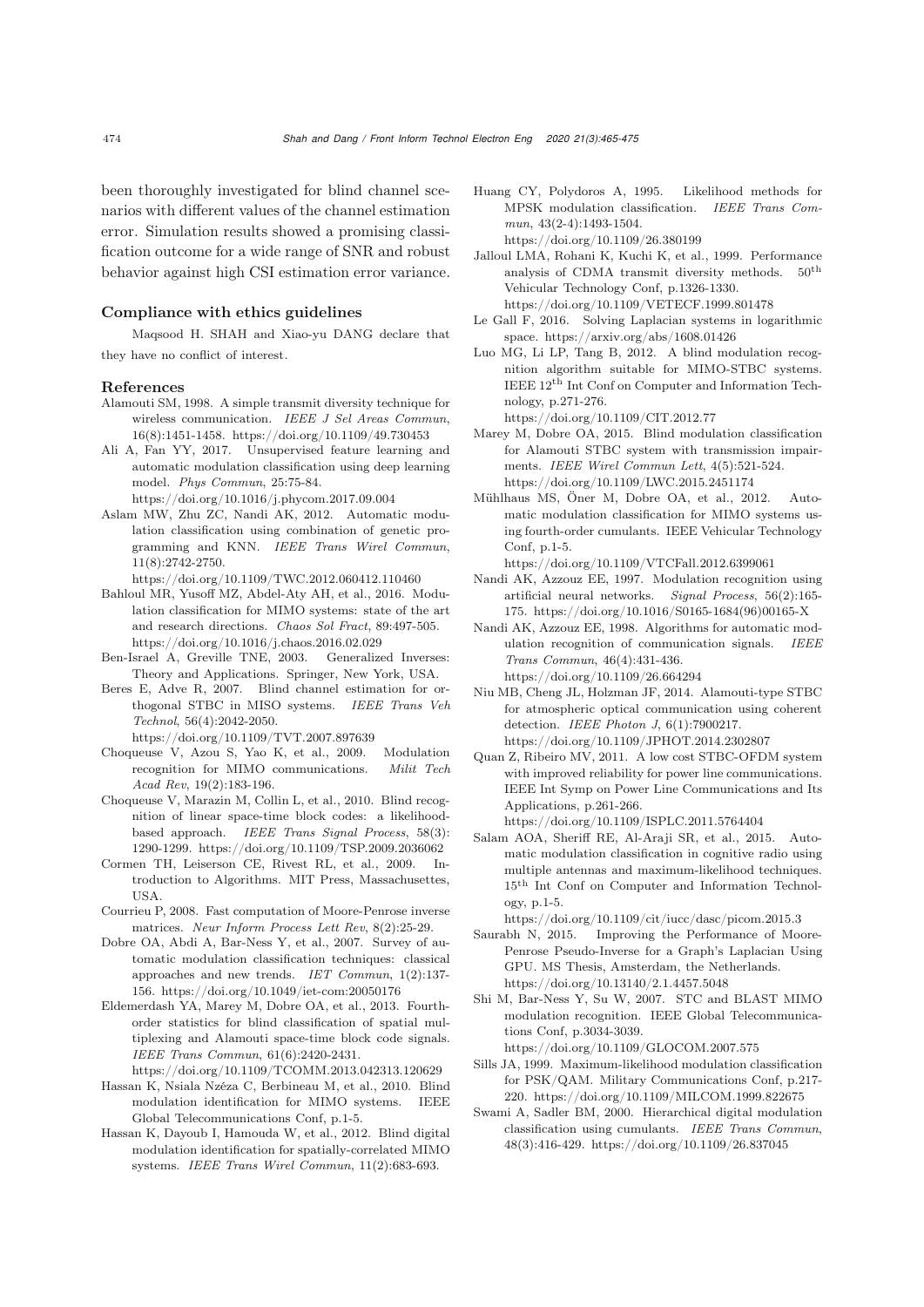been thoroughly investigated for blind channel scenarios with different values of the channel estimation error. Simulation results showed a promising classification outcome for a wide range of SNR and robust behavior against high CSI estimation error variance.

### Compliance with ethics guidelines

Maqsood H. SHAH and Xiao-yu DANG declare that they have no conflict of interest.

### References

Alamouti SM, 1998. A simple transmit diversity technique for wireless communication. *IEEE J Sel Areas Commun*, 16(8):1451-1458. https://doi.org/10.1109/49.730453

Ali A, Fan YY, 2017. Unsupervised feature learning and automatic modulation classification using deep learning model. *Phys Commun*, 25:75-84. https://doi.org/10.1016/j.phycom.2017.09.004

Aslam MW, Zhu ZC, Nandi AK, 2012. Automatic modulation classification using combination of genetic programming and KNN. *IEEE Trans Wirel Commun*, 11(8):2742-2750. https://doi.org/10.1109/TWC.2012.060412.110460

Bahloul MR, Yusoff MZ, Abdel-Aty AH, et al., 2016. Modulation classification for MIMO systems: state of the art and research directions. *Chaos Sol Fract*, 89:497-505. https://doi.org/10.1016/j.chaos.2016.02.029

Ben-Israel A, Greville TNE, 2003. Generalized Inverses: Theory and Applications. Springer, New York, USA.

Beres E, Adve R, 2007. Blind channel estimation for orthogonal STBC in MISO systems. *IEEE Trans Veh Technol*, 56(4):2042-2050. https://doi.org/10.1109/TVT.2007.897639

Choqueuse V, Azou S, Yao K, et al., 2009. Modulation recognition for MIMO communications. *Milit Tech Acad Rev*, 19(2):183-196.

Choqueuse V, Marazin M, Collin L, et al., 2010. Blind recognition of linear space-time block codes: a likelihood-based approach. *IEEE Trans Signal Process*, 58(3): 1290-1299. https://doi.org/10.1109/TSP.2009.2036062

Cormen TH, Leiserson CE, Rivest RL, et al., 2009. Introduction to Algorithms. MIT Press, Massachusettes, USA.

Courrieu P, 2008. Fast computation of Moore-Penrose inverse matrices. *Neur Inform Process Lett Rev*, 8(2):25-29.

Dobre OA, Abdi A, Bar-Ness Y, et al., 2007. Survey of automatic modulation classification techniques: classical approaches and new trends. *IET Commun*, 1(2):137-156. https://doi.org/10.1049/iet-com:20050176

Eldemerdash YA, Marey M, Dobre OA, et al., 2013. Fourth-order statistics for blind classification of spatial multiplexing and Alamouti space-time block code signals. *IEEE Trans Commun*, 61(6):2420-2431. https://doi.org/10.1109/TCOMM.2013.042313.120629

Hassan K, Nsiala Nzéza C, Berbineau M, et al., 2010. Blind modulation identification for MIMO systems. IEEE Global Telecommunications Conf, p.1-5.

Hassan K, Dayoub I, Hamouda W, et al., 2012. Blind digital modulation identification for spatially-correlated MIMO systems. *IEEE Trans Wirel Commun*, 11(2):683-693.

Huang CY, Polydoros A, 1995. Likelihood methods for MPSK modulation classification. *IEEE Trans Commun*, 43(2-4):1493-1504. https://doi.org/10.1109/26.380199

Jalloul LMA, Rohani K, Kuchi K, et al., 1999. Performance analysis of CDMA transmit diversity methods. 50th Vehicular Technology Conf, p.1326-1330. https://doi.org/10.1109/VETECF.1999.801478

Le Gall F, 2016. Solving Laplacian systems in logarithmic space. https://arxiv.org/abs/1608.01426

Luo MG, Li LP, Tang B, 2012. A blind modulation recognition algorithm suitable for MIMO-STBC systems. IEEE 12th Int Conf on Computer and Information Technology, p.271-276. https://doi.org/10.1109/CIT.2012.77

Marey M, Dobre OA, 2015. Blind modulation classification for Alamouti STBC system with transmission impairments. *IEEE Wirel Commun Lett*, 4(5):521-524. https://doi.org/10.1109/LWC.2015.2451174

Mühlhaus MS, Öner M, Dobre OA, et al., 2012. Automatic modulation classification for MIMO systems using fourth-order cumulants. IEEE Vehicular Technology Conf, p.1-5. https://doi.org/10.1109/VTCFall.2012.6399061

Nandi AK, Azzouz EE, 1997. Modulation recognition using artificial neural networks. *Signal Process*, 56(2):165-175. https://doi.org/10.1016/S0165-1684(96)00165-X

Nandi AK, Azzouz EE, 1998. Algorithms for automatic modulation recognition of communication signals. *IEEE Trans Commun*, 46(4):431-436. https://doi.org/10.1109/26.664294

Niu MB, Cheng JL, Holzman JF, 2014. Alamouti-type STBC for atmospheric optical communication using coherent detection. *IEEE Photon J*, 6(1):7900217. https://doi.org/10.1109/JPHOT.2014.2302807

Quan Z, Ribeiro MV, 2011. A low cost STBC-OFDM system with improved reliability for power line communications. IEEE Int Symp on Power Line Communications and Its Applications, p.261-266. https://doi.org/10.1109/ISPLC.2011.5764404

Salam AOA, Sheriff RE, Al-Araji SR, et al., 2015. Automatic modulation classification in cognitive radio using multiple antennas and maximum-likelihood techniques. 15th Int Conf on Computer and Information Technology, p.1-5. https://doi.org/10.1109/cit/iucc/dasc/picom.2015.3

Saurabh N, 2015. Improving the Performance of Moore-Penrose Pseudo-Inverse for a Graph's Laplacian Using GPU. MS Thesis, Amsterdam, the Netherlands. https://doi.org/10.13140/2.1.4457.5048

Shi M, Bar-Ness Y, Su W, 2007. STC and BLAST MIMO modulation recognition. IEEE Global Telecommunications Conf, p.3034-3039. https://doi.org/10.1109/GLOCOM.2007.575

Sills JA, 1999. Maximum-likelihood modulation classification for PSK/QAM. Military Communications Conf, p.217-220. https://doi.org/10.1109/MILCOM.1999.822675

Swami A, Sadler BM, 2000. Hierarchical digital modulation classification using cumulants. *IEEE Trans Commun*, 48(3):416-429. https://doi.org/10.1109/26.837045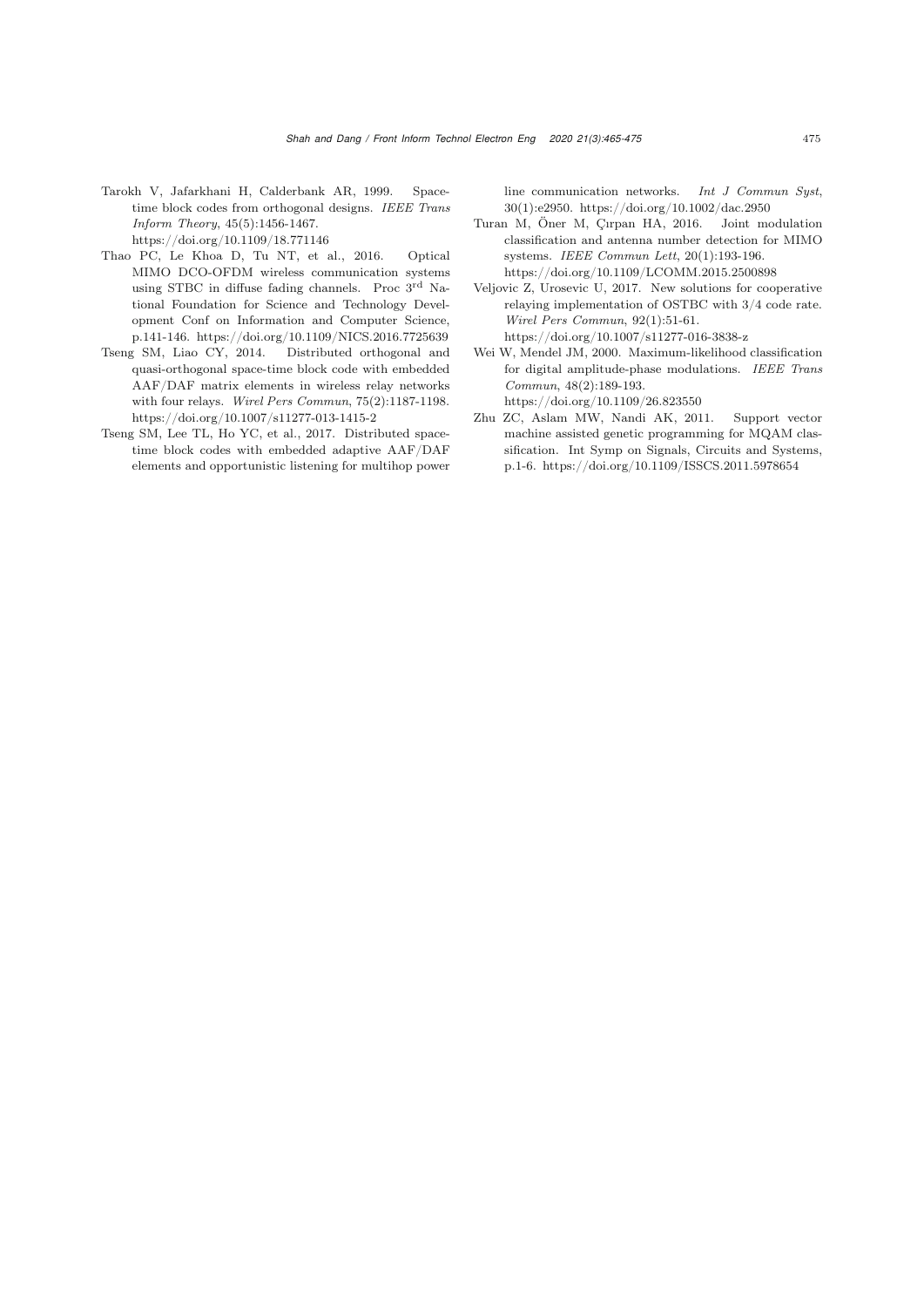Tarokh V, Jafarkhani H, Calderbank AR, 1999. Space-time block codes from orthogonal designs. *IEEE Trans Inform Theory*, 45(5):1456-1467. https://doi.org/10.1109/18.771146

Thao PC, Le Khoa D, Tu NT, et al., 2016. Optical MIMO DCO-OFDM wireless communication systems using STBC in diffuse fading channels. Proc 3rd National Foundation for Science and Technology Development Conf on Information and Computer Science, p.141-146. https://doi.org/10.1109/NICS.2016.7725639

Tseng SM, Liao CY, 2014. Distributed orthogonal and quasi-orthogonal space-time block code with embedded AAF/DAF matrix elements in wireless relay networks with four relays. *Wirel Pers Commun*, 75(2):1187-1198. https://doi.org/10.1007/s11277-013-1415-2

Tseng SM, Lee TL, Ho YC, et al., 2017. Distributed space-time block codes with embedded adaptive AAF/DAF elements and opportunistic listening for multihop power line communication networks. *Int J Commun Syst*, 30(1):e2950. https://doi.org/10.1002/dac.2950

Turan M, Öner M, Çırpan HA, 2016. Joint modulation classification and antenna number detection for MIMO systems. *IEEE Commun Lett*, 20(1):193-196. https://doi.org/10.1109/LCOMM.2015.2500898

Veljovic Z, Urosevic U, 2017. New solutions for cooperative relaying implementation of OSTBC with 3/4 code rate. *Wirel Pers Commun*, 92(1):51-61. https://doi.org/10.1007/s11277-016-3838-z

Wei W, Mendel JM, 2000. Maximum-likelihood classification for digital amplitude-phase modulations. *IEEE Trans Commun*, 48(2):189-193. https://doi.org/10.1109/26.823550

Zhu ZC, Aslam MW, Nandi AK, 2011. Support vector machine assisted genetic programming for MQAM classification. Int Symp on Signals, Circuits and Systems, p.1-6. https://doi.org/10.1109/ISSCS.2011.5978654